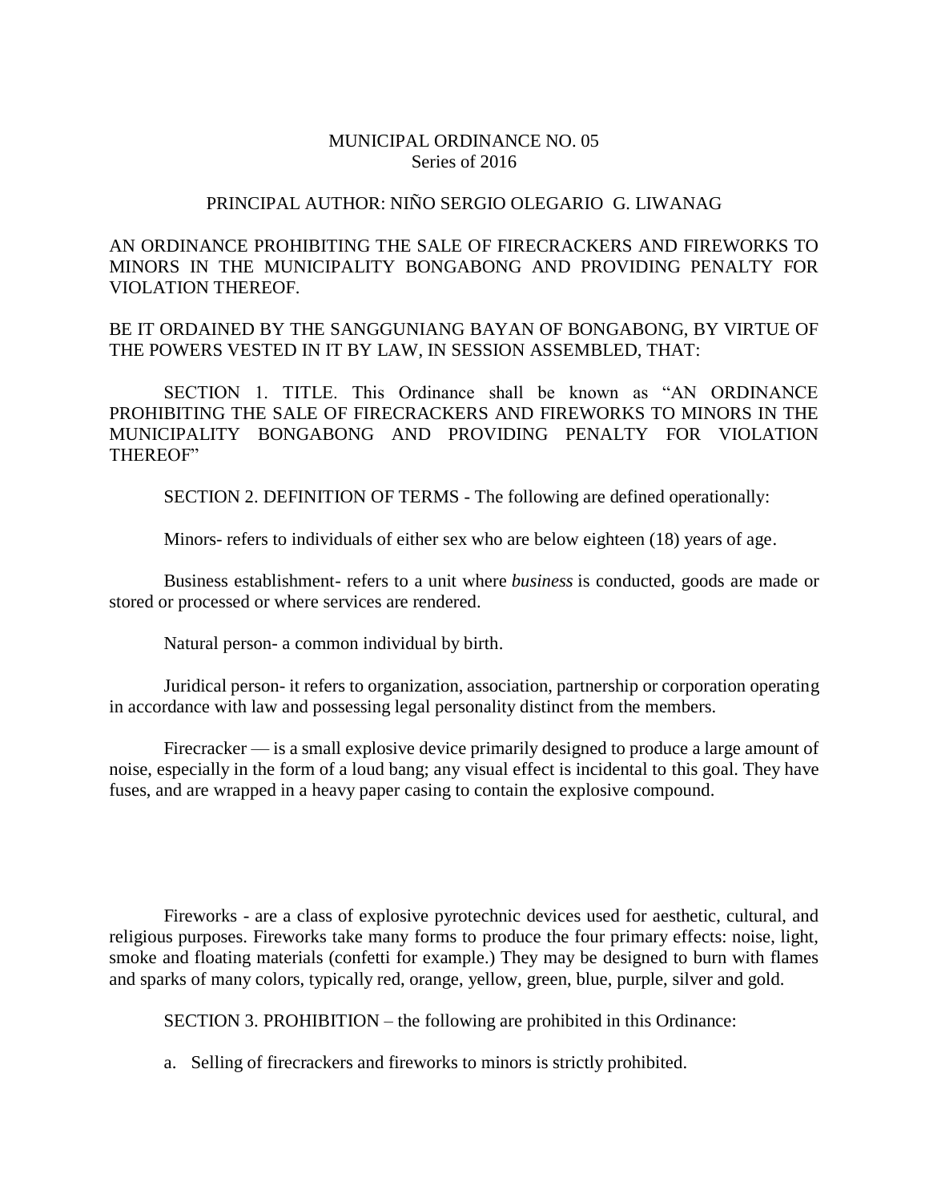MUNICIPAL ORDINANCE NO. 05
Series of 2016

PRINCIPAL AUTHOR: NIÑO SERGIO OLEGARIO G. LIWANAG

AN ORDINANCE PROHIBITING THE SALE OF FIRECRACKERS AND FIREWORKS TO MINORS IN THE MUNICIPALITY BONGABONG AND PROVIDING PENALTY FOR VIOLATION THEREOF.

BE IT ORDAINED BY THE SANGGUNIANG BAYAN OF BONGABONG, BY VIRTUE OF THE POWERS VESTED IN IT BY LAW, IN SESSION ASSEMBLED, THAT:

SECTION 1. TITLE. This Ordinance shall be known as "AN ORDINANCE PROHIBITING THE SALE OF FIRECRACKERS AND FIREWORKS TO MINORS IN THE MUNICIPALITY BONGABONG AND PROVIDING PENALTY FOR VIOLATION THEREOF"

SECTION 2. DEFINITION OF TERMS - The following are defined operationally:

Minors- refers to individuals of either sex who are below eighteen (18) years of age.

Business establishment- refers to a unit where *business* is conducted, goods are made or stored or processed or where services are rendered.

Natural person- a common individual by birth.

Juridical person- it refers to organization, association, partnership or corporation operating in accordance with law and possessing legal personality distinct from the members.

Firecracker — is a small explosive device primarily designed to produce a large amount of noise, especially in the form of a loud bang; any visual effect is incidental to this goal. They have fuses, and are wrapped in a heavy paper casing to contain the explosive compound.

Fireworks - are a class of explosive pyrotechnic devices used for aesthetic, cultural, and religious purposes. Fireworks take many forms to produce the four primary effects: noise, light, smoke and floating materials (confetti for example.) They may be designed to burn with flames and sparks of many colors, typically red, orange, yellow, green, blue, purple, silver and gold.

SECTION 3. PROHIBITION – the following are prohibited in this Ordinance:

a. Selling of firecrackers and fireworks to minors is strictly prohibited.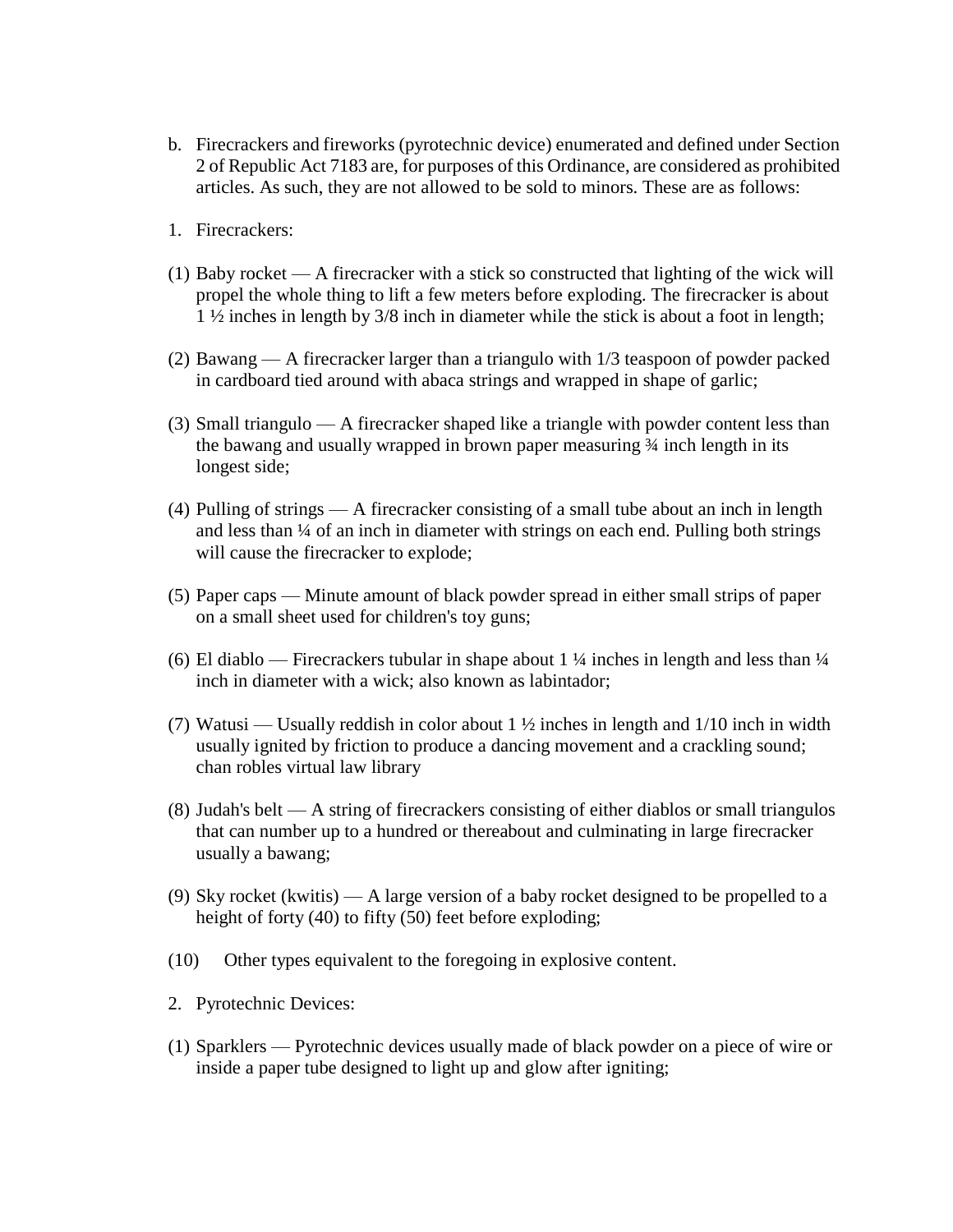b. Firecrackers and fireworks (pyrotechnic device) enumerated and defined under Section 2 of Republic Act 7183 are, for purposes of this Ordinance, are considered as prohibited articles. As such, they are not allowed to be sold to minors. These are as follows:

1. Firecrackers:

(1) Baby rocket — A firecracker with a stick so constructed that lighting of the wick will propel the whole thing to lift a few meters before exploding. The firecracker is about 1 ½ inches in length by 3/8 inch in diameter while the stick is about a foot in length;

(2) Bawang — A firecracker larger than a triangulo with 1/3 teaspoon of powder packed in cardboard tied around with abaca strings and wrapped in shape of garlic;

(3) Small triangulo — A firecracker shaped like a triangle with powder content less than the bawang and usually wrapped in brown paper measuring ¾ inch length in its longest side;

(4) Pulling of strings — A firecracker consisting of a small tube about an inch in length and less than ¼ of an inch in diameter with strings on each end. Pulling both strings will cause the firecracker to explode;

(5) Paper caps — Minute amount of black powder spread in either small strips of paper on a small sheet used for children's toy guns;

(6) El diablo — Firecrackers tubular in shape about 1 ¼ inches in length and less than ¼ inch in diameter with a wick; also known as labintador;

(7) Watusi — Usually reddish in color about 1 ½ inches in length and 1/10 inch in width usually ignited by friction to produce a dancing movement and a crackling sound; chan robles virtual law library

(8) Judah's belt — A string of firecrackers consisting of either diablos or small triangulos that can number up to a hundred or thereabout and culminating in large firecracker usually a bawang;

(9) Sky rocket (kwitis) — A large version of a baby rocket designed to be propelled to a height of forty (40) to fifty (50) feet before exploding;

(10) Other types equivalent to the foregoing in explosive content.

2. Pyrotechnic Devices:

(1) Sparklers — Pyrotechnic devices usually made of black powder on a piece of wire or inside a paper tube designed to light up and glow after igniting;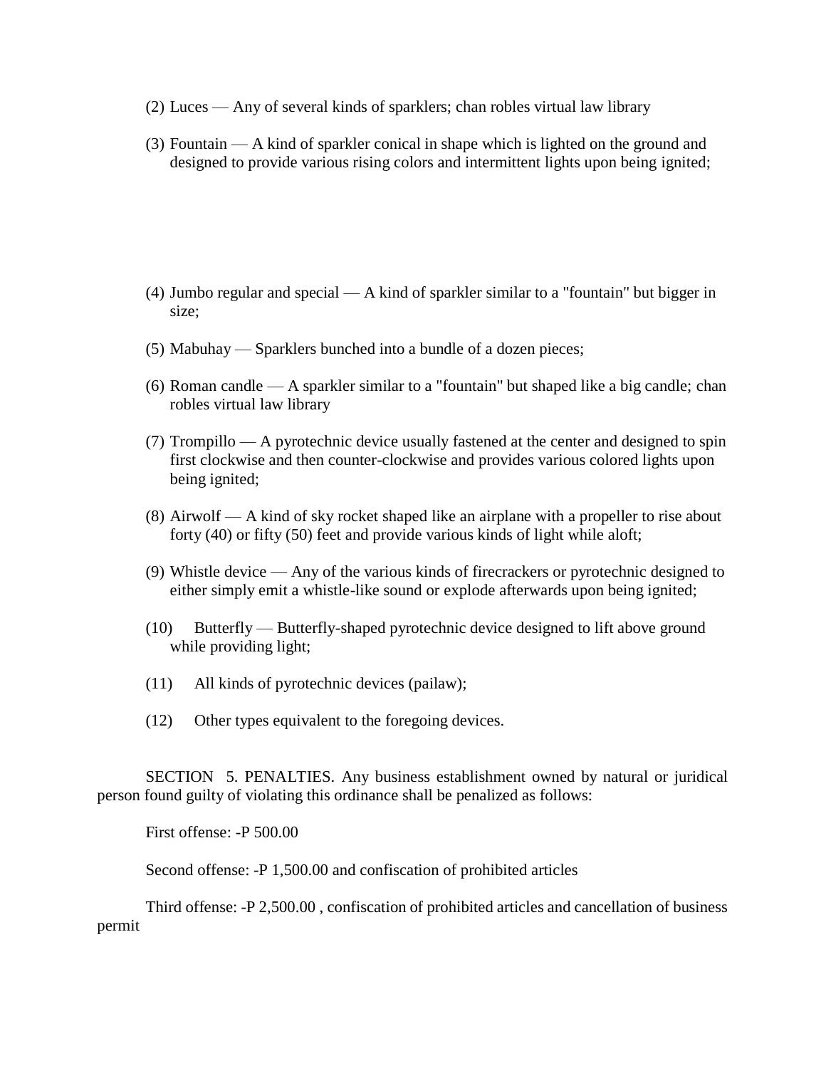(2) Luces — Any of several kinds of sparklers; chan robles virtual law library

(3) Fountain — A kind of sparkler conical in shape which is lighted on the ground and designed to provide various rising colors and intermittent lights upon being ignited;

(4) Jumbo regular and special — A kind of sparkler similar to a "fountain" but bigger in size;

(5) Mabuhay — Sparklers bunched into a bundle of a dozen pieces;

(6) Roman candle — A sparkler similar to a "fountain" but shaped like a big candle; chan robles virtual law library

(7) Trompillo — A pyrotechnic device usually fastened at the center and designed to spin first clockwise and then counter-clockwise and provides various colored lights upon being ignited;

(8) Airwolf — A kind of sky rocket shaped like an airplane with a propeller to rise about forty (40) or fifty (50) feet and provide various kinds of light while aloft;

(9) Whistle device — Any of the various kinds of firecrackers or pyrotechnic designed to either simply emit a whistle-like sound or explode afterwards upon being ignited;

(10) Butterfly — Butterfly-shaped pyrotechnic device designed to lift above ground while providing light;

(11) All kinds of pyrotechnic devices (pailaw);

(12) Other types equivalent to the foregoing devices.

SECTION 5. PENALTIES. Any business establishment owned by natural or juridical person found guilty of violating this ordinance shall be penalized as follows:

First offense: -P 500.00

Second offense: -P 1,500.00 and confiscation of prohibited articles

Third offense: -P 2,500.00 , confiscation of prohibited articles and cancellation of business permit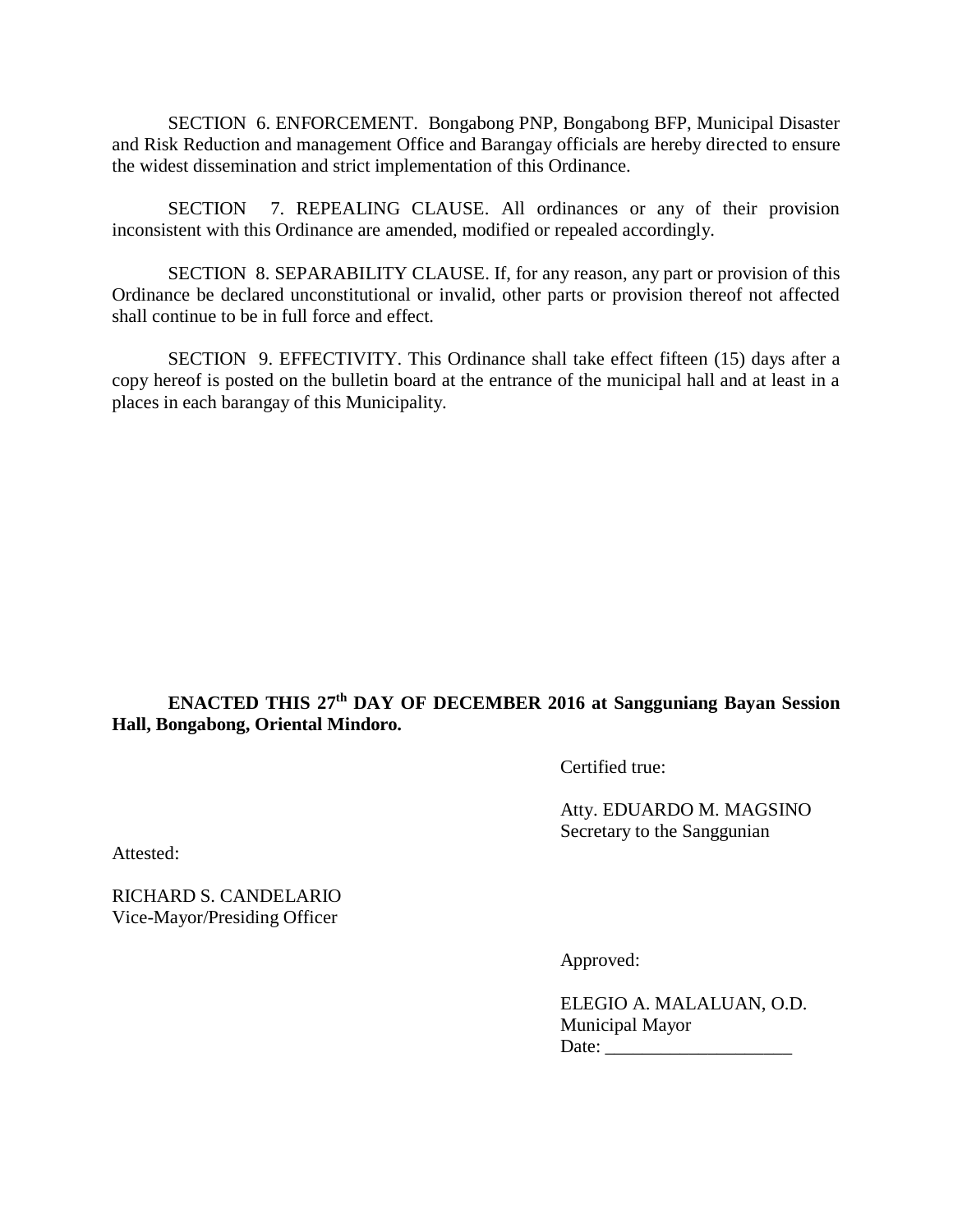SECTION 6. ENFORCEMENT. Bongabong PNP, Bongabong BFP, Municipal Disaster and Risk Reduction and management Office and Barangay officials are hereby directed to ensure the widest dissemination and strict implementation of this Ordinance.

SECTION 7. REPEALING CLAUSE. All ordinances or any of their provision inconsistent with this Ordinance are amended, modified or repealed accordingly.

SECTION 8. SEPARABILITY CLAUSE. If, for any reason, any part or provision of this Ordinance be declared unconstitutional or invalid, other parts or provision thereof not affected shall continue to be in full force and effect.

SECTION 9. EFFECTIVITY. This Ordinance shall take effect fifteen (15) days after a copy hereof is posted on the bulletin board at the entrance of the municipal hall and at least in a places in each barangay of this Municipality.

**ENACTED THIS 27th DAY OF DECEMBER 2016 at Sangguniang Bayan Session Hall, Bongabong, Oriental Mindoro.**

Certified true:

Atty. EDUARDO M. MAGSINO
Secretary to the Sanggunian

Attested:

RICHARD S. CANDELARIO
Vice-Mayor/Presiding Officer

Approved:

ELEGIO A. MALALUAN, O.D.
Municipal Mayor
Date: ____________________